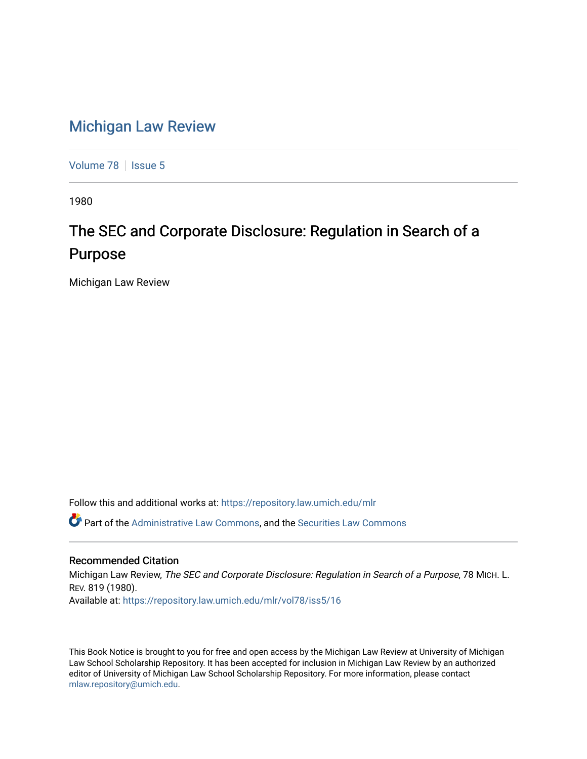# Michigan Law Review

Volume 78 | Issue 5

1980

## The SEC and Corporate Disclosure: Regulation in Search of a Purpose

Michigan Law Review

Follow this and additional works at: https://repository.law.umich.edu/mlr

Part of the Administrative Law Commons, and the Securities Law Commons

### Recommended Citation

Michigan Law Review, *The SEC and Corporate Disclosure: Regulation in Search of a Purpose*, 78 MICH. L. REV. 819 (1980).

Available at: https://repository.law.umich.edu/mlr/vol78/iss5/16

This Book Notice is brought to you for free and open access by the Michigan Law Review at University of Michigan Law School Scholarship Repository. It has been accepted for inclusion in Michigan Law Review by an authorized editor of University of Michigan Law School Scholarship Repository. For more information, please contact mlaw.repository@umich.edu.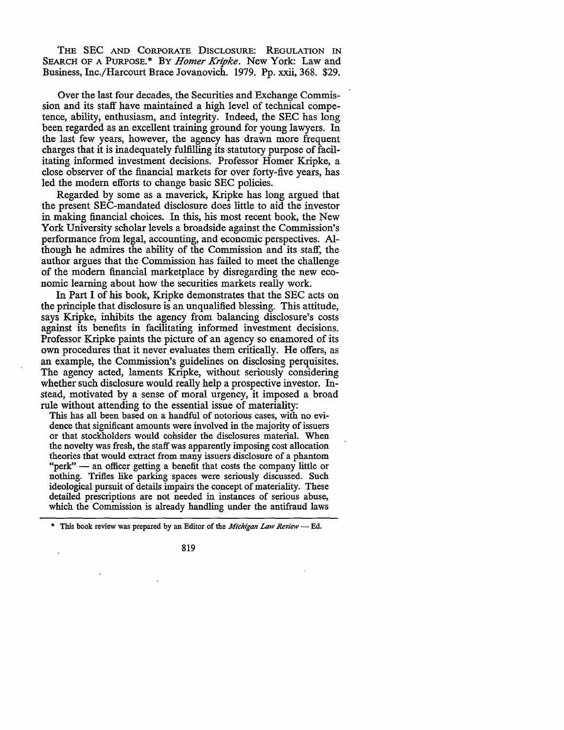THE SEC AND CORPORATE DISCLOSURE: REGULATION IN SEARCH OF A PURPOSE.* BY *Homer Kripke*. New York: Law and Business, Inc./Harcourt Brace Jovanovich. 1979. Pp. xxii, 368. $29.

Over the last four decades, the Securities and Exchange Commission and its staff have maintained a high level of technical competence, ability, enthusiasm, and integrity. Indeed, the SEC has long been regarded as an excellent training ground for young lawyers. In the last few years, however, the agency has drawn more frequent charges that it is inadequately fulfilling its statutory purpose of facilitating informed investment decisions. Professor Homer Kripke, a close observer of the financial markets for over forty-five years, has led the modern efforts to change basic SEC policies.

Regarded by some as a maverick, Kripke has long argued that the present SEC-mandated disclosure does little to aid the investor in making financial choices. In this, his most recent book, the New York University scholar levels a broadside against the Commission's performance from legal, accounting, and economic perspectives. Although he admires the ability of the Commission and its staff, the author argues that the Commission has failed to meet the challenge of the modern financial marketplace by disregarding the new economic learning about how the securities markets really work.

In Part I of his book, Kripke demonstrates that the SEC acts on the principle that disclosure is an unqualified blessing. This attitude, says Kripke, inhibits the agency from balancing disclosure's costs against its benefits in facilitating informed investment decisions. Professor Kripke paints the picture of an agency so enamored of its own procedures that it never evaluates them critically. He offers, as an example, the Commission's guidelines on disclosing perquisites. The agency acted, laments Kripke, without seriously considering whether such disclosure would really help a prospective investor. Instead, motivated by a sense of moral urgency, it imposed a broad rule without attending to the essential issue of materiality:

> This has all been based on a handful of notorious cases, with no evidence that significant amounts were involved in the majority of issuers or that stockholders would consider the disclosures material. When the novelty was fresh, the staff was apparently imposing cost allocation theories that would extract from many issuers disclosure of a phantom "perk" — an officer getting a benefit that costs the company little or nothing. Trifles like parking spaces were seriously discussed. Such ideological pursuit of details impairs the concept of materiality. These detailed prescriptions are not needed in instances of serious abuse, which the Commission is already handling under the antifraud laws

\* This book review was prepared by an Editor of the *Michigan Law Review* — Ed.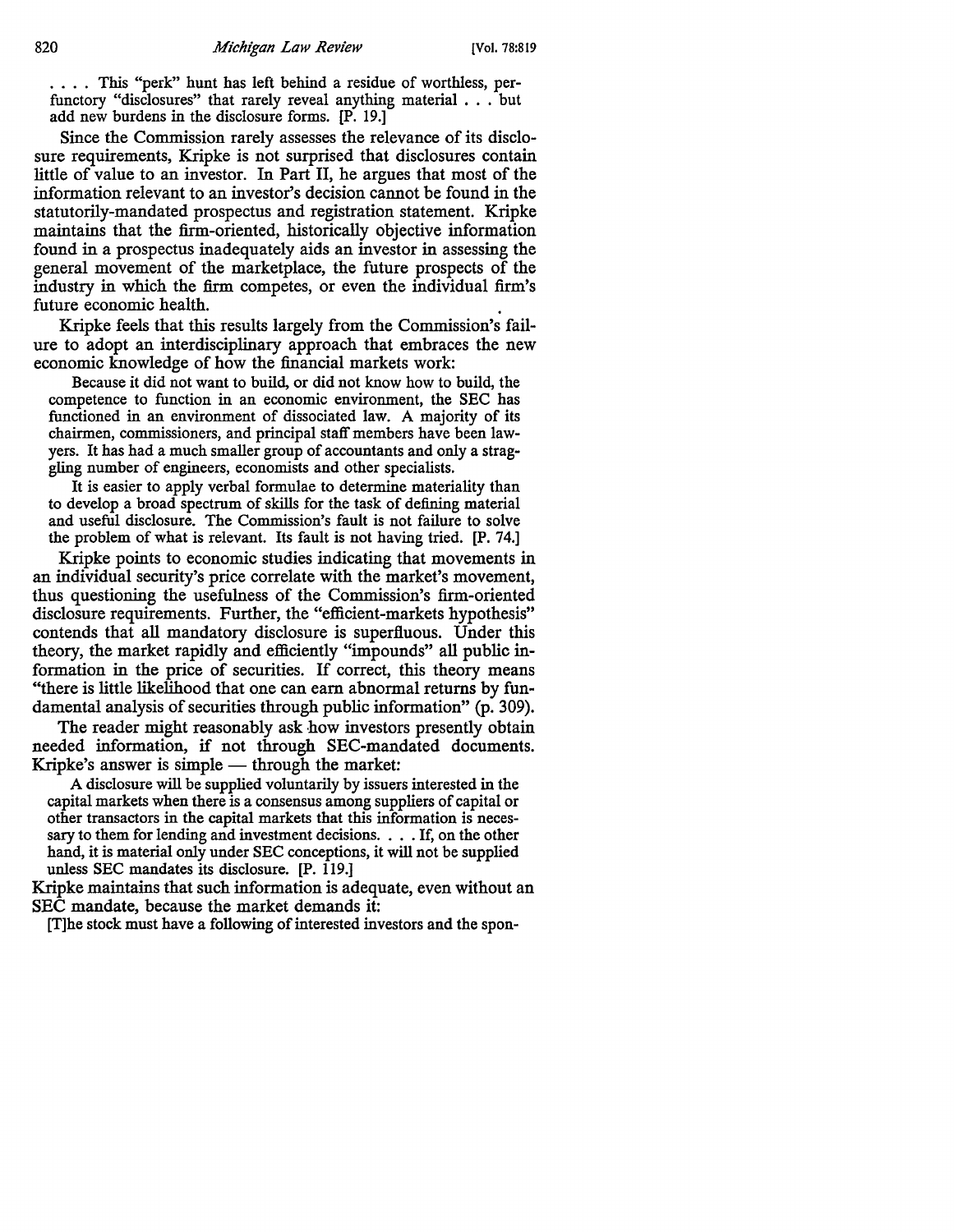. . . . This "perk" hunt has left behind a residue of worthless, perfunctory "disclosures" that rarely reveal anything material . . . but add new burdens in the disclosure forms. [P. 19.]

Since the Commission rarely assesses the relevance of its disclosure requirements, Kripke is not surprised that disclosures contain little of value to an investor. In Part II, he argues that most of the information relevant to an investor's decision cannot be found in the statutorily-mandated prospectus and registration statement. Kripke maintains that the firm-oriented, historically objective information found in a prospectus inadequately aids an investor in assessing the general movement of the marketplace, the future prospects of the industry in which the firm competes, or even the individual firm's future economic health.

Kripke feels that this results largely from the Commission's failure to adopt an interdisciplinary approach that embraces the new economic knowledge of how the financial markets work:

> Because it did not want to build, or did not know how to build, the competence to function in an economic environment, the SEC has functioned in an environment of dissociated law. A majority of its chairmen, commissioners, and principal staff members have been lawyers. It has had a much smaller group of accountants and only a straggling number of engineers, economists and other specialists.
>
> It is easier to apply verbal formulae to determine materiality than to develop a broad spectrum of skills for the task of defining material and useful disclosure. The Commission's fault is not failure to solve the problem of what is relevant. Its fault is not having tried. [P. 74.]

Kripke points to economic studies indicating that movements in an individual security's price correlate with the market's movement, thus questioning the usefulness of the Commission's firm-oriented disclosure requirements. Further, the "efficient-markets hypothesis" contends that all mandatory disclosure is superfluous. Under this theory, the market rapidly and efficiently "impounds" all public information in the price of securities. If correct, this theory means "there is little likelihood that one can earn abnormal returns by fundamental analysis of securities through public information" (p. 309).

The reader might reasonably ask how investors presently obtain needed information, if not through SEC-mandated documents. Kripke's answer is simple — through the market:

> A disclosure will be supplied voluntarily by issuers interested in the capital markets when there is a consensus among suppliers of capital or other transactors in the capital markets that this information is necessary to them for lending and investment decisions. . . . If, on the other hand, it is material only under SEC conceptions, it will not be supplied unless SEC mandates its disclosure. [P. 119.]

Kripke maintains that such information is adequate, even without an SEC mandate, because the market demands it:

> [T]he stock must have a following of interested investors and the spon-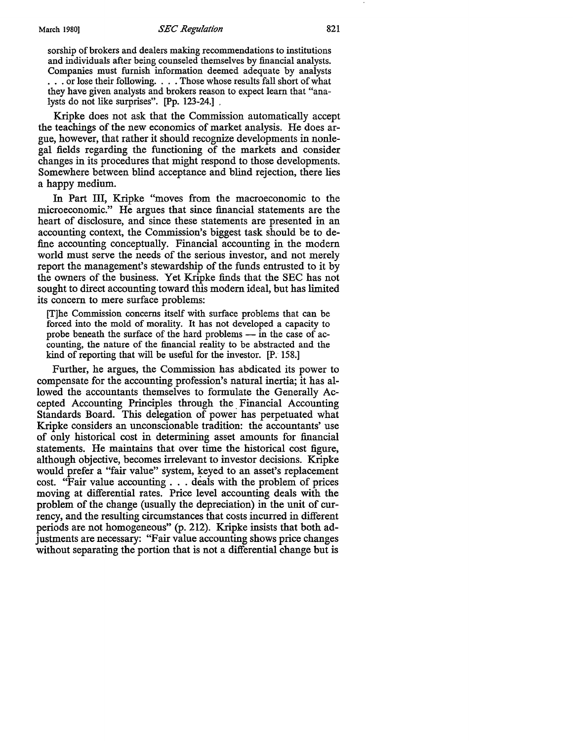sorship of brokers and dealers making recommendations to institutions and individuals after being counseled themselves by financial analysts. Companies must furnish information deemed adequate by analysts . . . or lose their following. . . . Those whose results fall short of what they have given analysts and brokers reason to expect learn that "analysts do not like surprises". [Pp. 123-24.]

Kripke does not ask that the Commission automatically accept the teachings of the new economics of market analysis. He does argue, however, that rather it should recognize developments in nonlegal fields regarding the functioning of the markets and consider changes in its procedures that might respond to those developments. Somewhere between blind acceptance and blind rejection, there lies a happy medium.

In Part III, Kripke "moves from the macroeconomic to the microeconomic." He argues that since financial statements are the heart of disclosure, and since these statements are presented in an accounting context, the Commission's biggest task should be to define accounting conceptually. Financial accounting in the modern world must serve the needs of the serious investor, and not merely report the management's stewardship of the funds entrusted to it by the owners of the business. Yet Kripke finds that the SEC has not sought to direct accounting toward this modern ideal, but has limited its concern to mere surface problems:

> [T]he Commission concerns itself with surface problems that can be forced into the mold of morality. It has not developed a capacity to probe beneath the surface of the hard problems — in the case of accounting, the nature of the financial reality to be abstracted and the kind of reporting that will be useful for the investor. [P. 158.]

Further, he argues, the Commission has abdicated its power to compensate for the accounting profession's natural inertia; it has allowed the accountants themselves to formulate the Generally Accepted Accounting Principles through the Financial Accounting Standards Board. This delegation of power has perpetuated what Kripke considers an unconscionable tradition: the accountants' use of only historical cost in determining asset amounts for financial statements. He maintains that over time the historical cost figure, although objective, becomes irrelevant to investor decisions. Kripke would prefer a "fair value" system, keyed to an asset's replacement cost. "Fair value accounting . . . deals with the problem of prices moving at differential rates. Price level accounting deals with the problem of the change (usually the depreciation) in the unit of currency, and the resulting circumstances that costs incurred in different periods are not homogeneous" (p. 212). Kripke insists that both adjustments are necessary: "Fair value accounting shows price changes without separating the portion that is not a differential change but is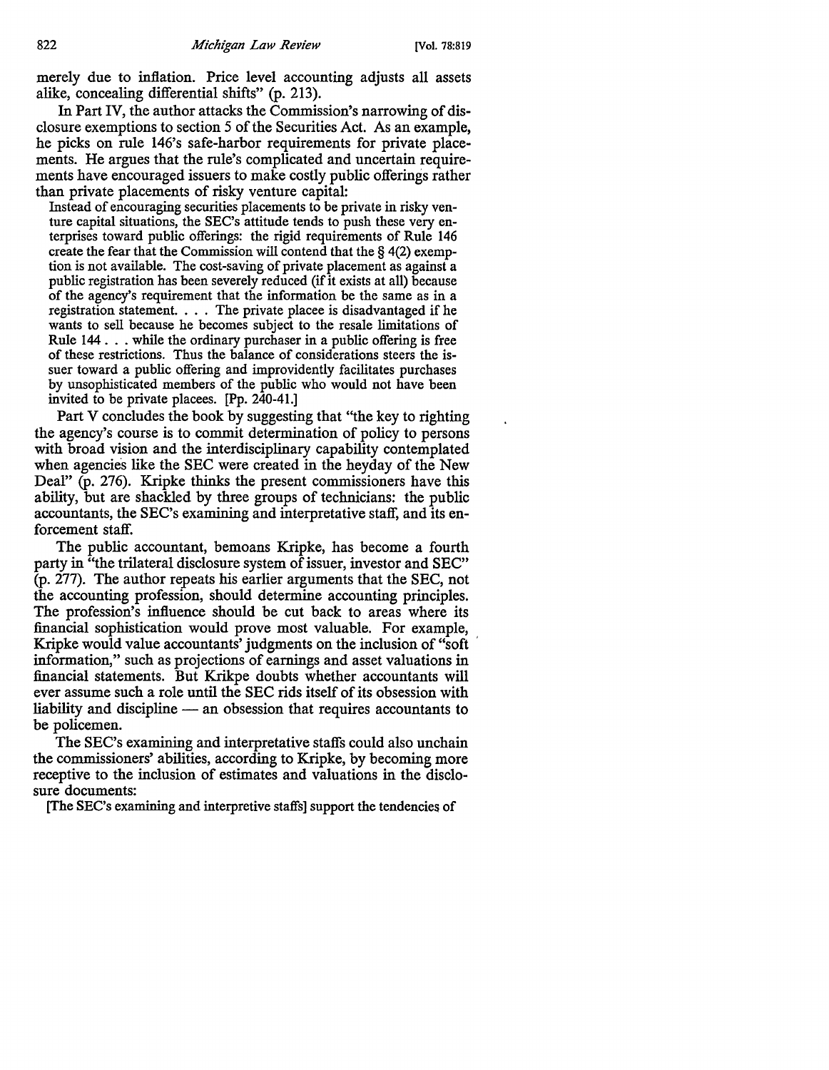merely due to inflation. Price level accounting adjusts all assets alike, concealing differential shifts" (p. 213).

In Part IV, the author attacks the Commission's narrowing of disclosure exemptions to section 5 of the Securities Act. As an example, he picks on rule 146's safe-harbor requirements for private placements. He argues that the rule's complicated and uncertain requirements have encouraged issuers to make costly public offerings rather than private placements of risky venture capital:

> Instead of encouraging securities placements to be private in risky venture capital situations, the SEC's attitude tends to push these very enterprises toward public offerings: the rigid requirements of Rule 146 create the fear that the Commission will contend that the § 4(2) exemption is not available. The cost-saving of private placement as against a public registration has been severely reduced (if it exists at all) because of the agency's requirement that the information be the same as in a registration statement. . . . The private placee is disadvantaged if he wants to sell because he becomes subject to the resale limitations of Rule 144 . . . while the ordinary purchaser in a public offering is free of these restrictions. Thus the balance of considerations steers the issuer toward a public offering and improvidently facilitates purchases by unsophisticated members of the public who would not have been invited to be private placees. [Pp. 240-41.]

Part V concludes the book by suggesting that "the key to righting the agency's course is to commit determination of policy to persons with broad vision and the interdisciplinary capability contemplated when agencies like the SEC were created in the heyday of the New Deal" (p. 276). Kripke thinks the present commissioners have this ability, but are shackled by three groups of technicians: the public accountants, the SEC's examining and interpretative staff, and its enforcement staff.

The public accountant, bemoans Kripke, has become a fourth party in "the trilateral disclosure system of issuer, investor and SEC" (p. 277). The author repeats his earlier arguments that the SEC, not the accounting profession, should determine accounting principles. The profession's influence should be cut back to areas where its financial sophistication would prove most valuable. For example, Kripke would value accountants' judgments on the inclusion of "soft information," such as projections of earnings and asset valuations in financial statements. But Krikpe doubts whether accountants will ever assume such a role until the SEC rids itself of its obsession with liability and discipline — an obsession that requires accountants to be policemen.

The SEC's examining and interpretative staffs could also unchain the commissioners' abilities, according to Kripke, by becoming more receptive to the inclusion of estimates and valuations in the disclosure documents:

> [The SEC's examining and interpretive staffs] support the tendencies of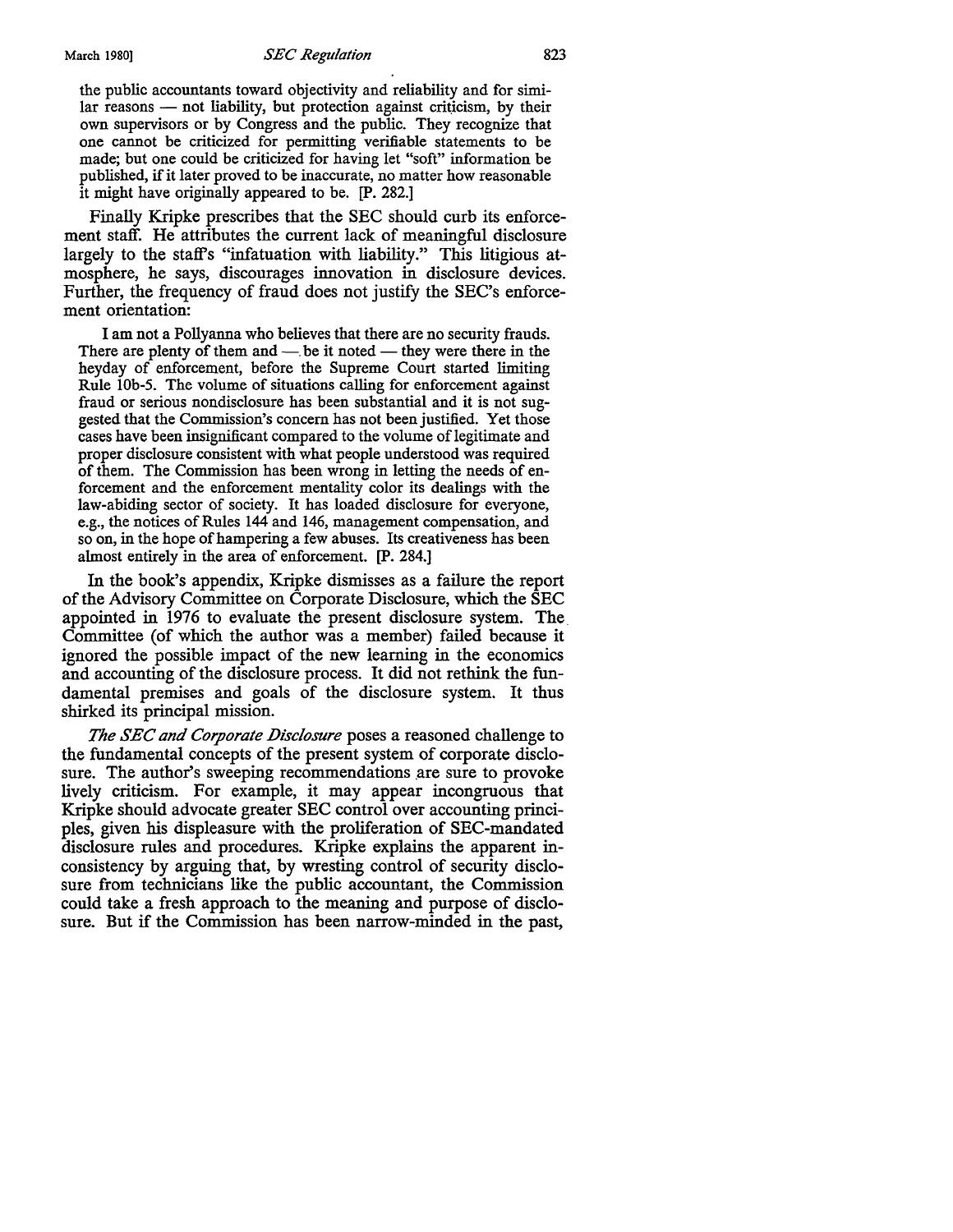the public accountants toward objectivity and reliability and for similar reasons — not liability, but protection against criticism, by their own supervisors or by Congress and the public. They recognize that one cannot be criticized for permitting verifiable statements to be made; but one could be criticized for having let "soft" information be published, if it later proved to be inaccurate, no matter how reasonable it might have originally appeared to be. [P. 282.]

Finally Kripke prescribes that the SEC should curb its enforcement staff. He attributes the current lack of meaningful disclosure largely to the staff's "infatuation with liability." This litigious atmosphere, he says, discourages innovation in disclosure devices. Further, the frequency of fraud does not justify the SEC's enforcement orientation:

> I am not a Pollyanna who believes that there are no security frauds. There are plenty of them and — be it noted — they were there in the heyday of enforcement, before the Supreme Court started limiting Rule 10b-5. The volume of situations calling for enforcement against fraud or serious nondisclosure has been substantial and it is not suggested that the Commission's concern has not been justified. Yet those cases have been insignificant compared to the volume of legitimate and proper disclosure consistent with what people understood was required of them. The Commission has been wrong in letting the needs of enforcement and the enforcement mentality color its dealings with the law-abiding sector of society. It has loaded disclosure for everyone, e.g., the notices of Rules 144 and 146, management compensation, and so on, in the hope of hampering a few abuses. Its creativeness has been almost entirely in the area of enforcement. [P. 284.]

In the book's appendix, Kripke dismisses as a failure the report of the Advisory Committee on Corporate Disclosure, which the SEC appointed in 1976 to evaluate the present disclosure system. The Committee (of which the author was a member) failed because it ignored the possible impact of the new learning in the economics and accounting of the disclosure process. It did not rethink the fundamental premises and goals of the disclosure system. It thus shirked its principal mission.

*The SEC and Corporate Disclosure* poses a reasoned challenge to the fundamental concepts of the present system of corporate disclosure. The author's sweeping recommendations are sure to provoke lively criticism. For example, it may appear incongruous that Kripke should advocate greater SEC control over accounting principles, given his displeasure with the proliferation of SEC-mandated disclosure rules and procedures. Kripke explains the apparent inconsistency by arguing that, by wresting control of security disclosure from technicians like the public accountant, the Commission could take a fresh approach to the meaning and purpose of disclosure. But if the Commission has been narrow-minded in the past,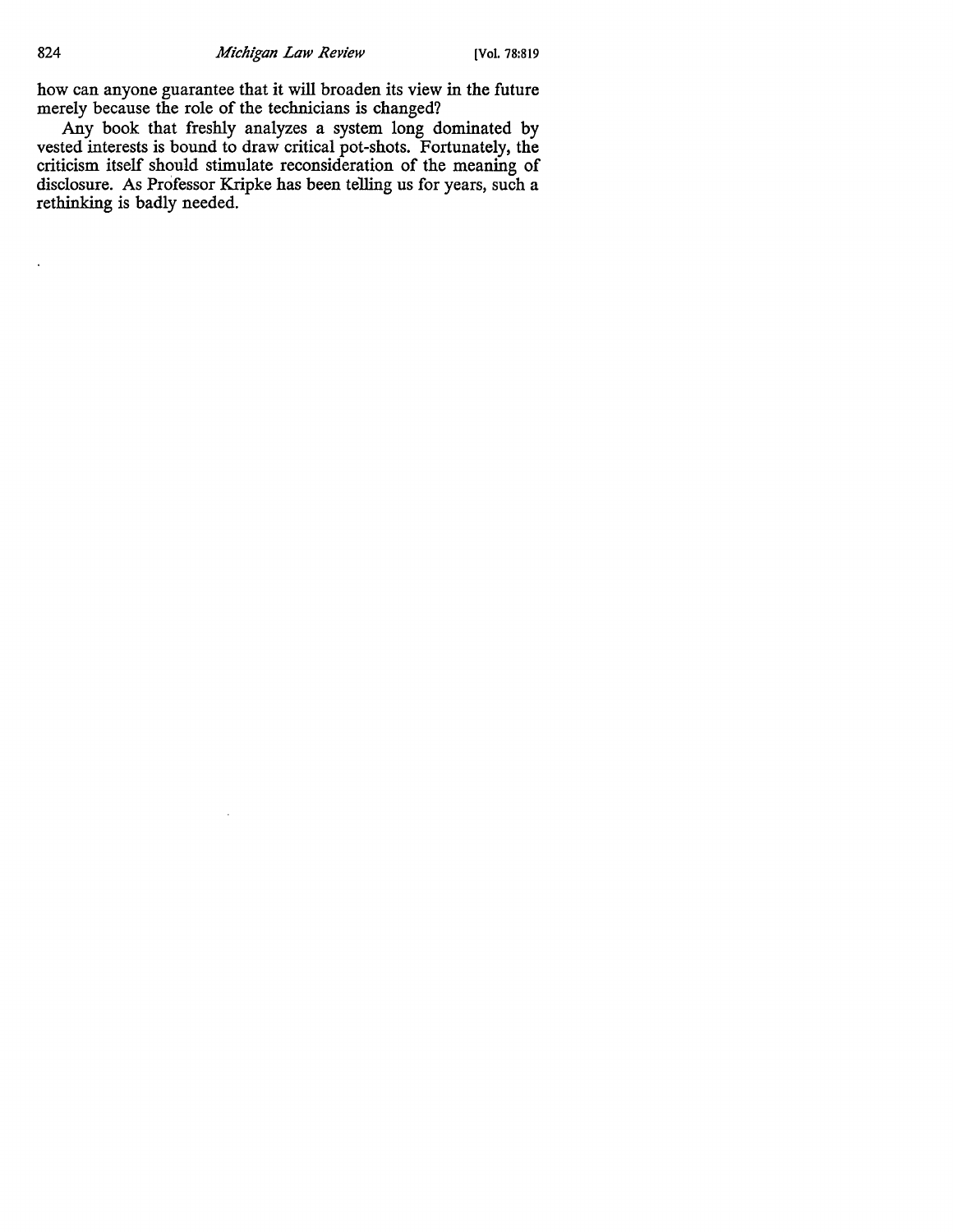how can anyone guarantee that it will broaden its view in the future merely because the role of the technicians is changed?

Any book that freshly analyzes a system long dominated by vested interests is bound to draw critical pot-shots. Fortunately, the criticism itself should stimulate reconsideration of the meaning of disclosure. As Professor Kripke has been telling us for years, such a rethinking is badly needed.